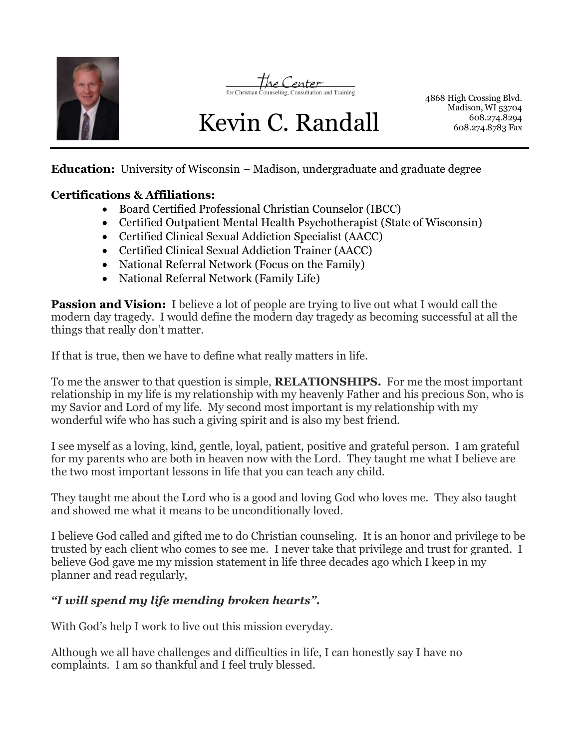the Center
for Christian Counseling, Consultation and Training

# Kevin C. Randall

4868 High Crossing Blvd.
Madison, WI 53704
608.274.8294
608.274.8783 Fax

**Education:** University of Wisconsin – Madison, undergraduate and graduate degree

**Certifications & Affiliations:**

- Board Certified Professional Christian Counselor (IBCC)
- Certified Outpatient Mental Health Psychotherapist (State of Wisconsin)
- Certified Clinical Sexual Addiction Specialist (AACC)
- Certified Clinical Sexual Addiction Trainer (AACC)
- National Referral Network (Focus on the Family)
- National Referral Network (Family Life)

**Passion and Vision:** I believe a lot of people are trying to live out what I would call the modern day tragedy. I would define the modern day tragedy as becoming successful at all the things that really don't matter.

If that is true, then we have to define what really matters in life.

To me the answer to that question is simple, **RELATIONSHIPS.** For me the most important relationship in my life is my relationship with my heavenly Father and his precious Son, who is my Savior and Lord of my life. My second most important is my relationship with my wonderful wife who has such a giving spirit and is also my best friend.

I see myself as a loving, kind, gentle, loyal, patient, positive and grateful person. I am grateful for my parents who are both in heaven now with the Lord. They taught me what I believe are the two most important lessons in life that you can teach any child.

They taught me about the Lord who is a good and loving God who loves me. They also taught and showed me what it means to be unconditionally loved.

I believe God called and gifted me to do Christian counseling. It is an honor and privilege to be trusted by each client who comes to see me. I never take that privilege and trust for granted. I believe God gave me my mission statement in life three decades ago which I keep in my planner and read regularly,

***"I will spend my life mending broken hearts".***

With God's help I work to live out this mission everyday.

Although we all have challenges and difficulties in life, I can honestly say I have no complaints. I am so thankful and I feel truly blessed.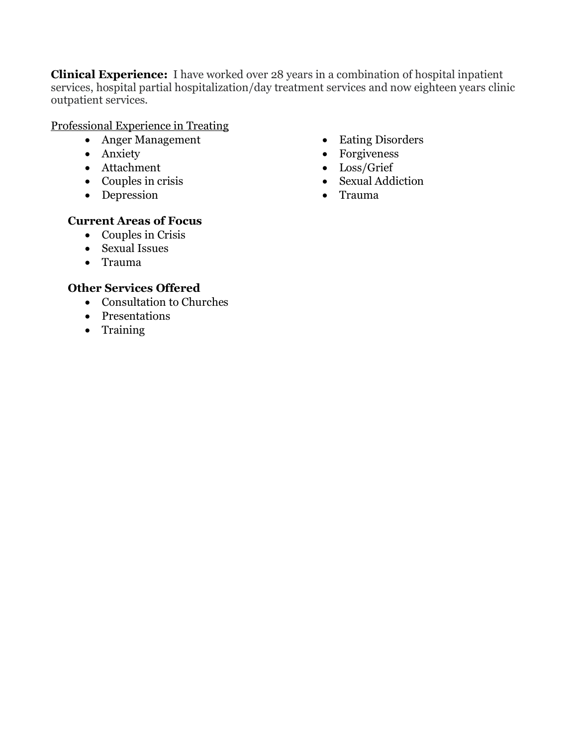**Clinical Experience:** I have worked over 28 years in a combination of hospital inpatient services, hospital partial hospitalization/day treatment services and now eighteen years clinic outpatient services.

Professional Experience in Treating

- Anger Management
- Anxiety
- Attachment
- Couples in crisis
- Depression
- Eating Disorders
- Forgiveness
- Loss/Grief
- Sexual Addiction
- Trauma

**Current Areas of Focus**

- Couples in Crisis
- Sexual Issues
- Trauma

**Other Services Offered**

- Consultation to Churches
- Presentations
- Training